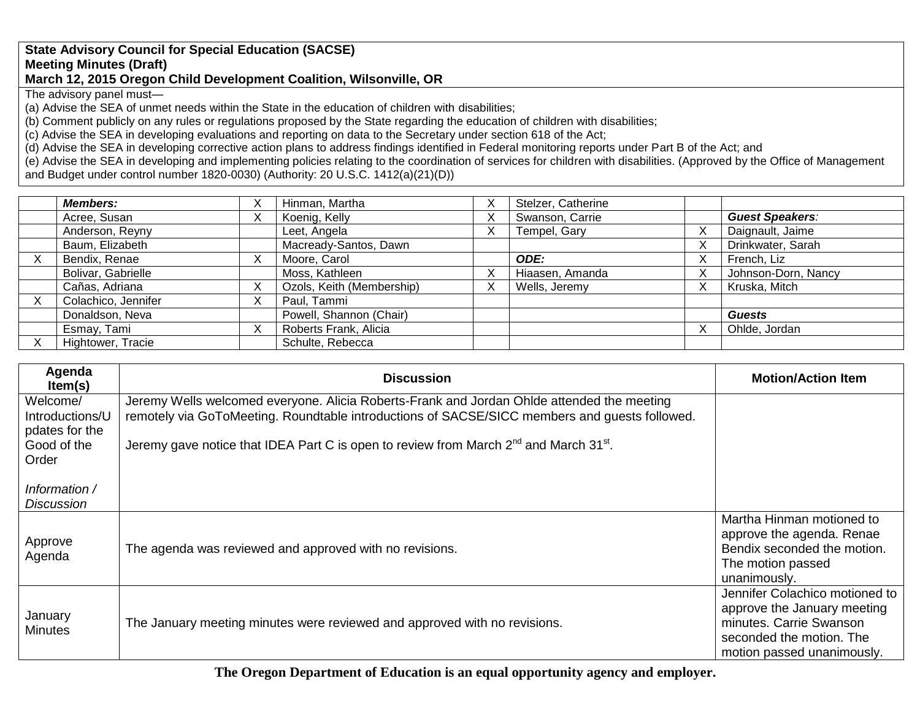**State Advisory Council for Special Education (SACSE)**
**Meeting Minutes (Draft)**
**March 12, 2015 Oregon Child Development Coalition, Wilsonville, OR**

The advisory panel must—

(a) Advise the SEA of unmet needs within the State in the education of children with disabilities;
(b) Comment publicly on any rules or regulations proposed by the State regarding the education of children with disabilities;
(c) Advise the SEA in developing evaluations and reporting on data to the Secretary under section 618 of the Act;
(d) Advise the SEA in developing corrective action plans to address findings identified in Federal monitoring reports under Part B of the Act; and
(e) Advise the SEA in developing and implementing policies relating to the coordination of services for children with disabilities. (Approved by the Office of Management and Budget under control number 1820-0030) (Authority: 20 U.S.C. 1412(a)(21)(D))

| | ***Members:*** | X | Hinman, Martha | X | Stelzer, Catherine | | |
|---|---|---|---|---|---|---|---|
| | Acree, Susan | X | Koenig, Kelly | X | Swanson, Carrie | | ***Guest Speakers:*** |
| | Anderson, Reyny | | Leet, Angela | X | Tempel, Gary | X | Daignault, Jaime |
| | Baum, Elizabeth | | Macready-Santos, Dawn | | | X | Drinkwater, Sarah |
| X | Bendix, Renae | X | Moore, Carol | | ***ODE:*** | X | French, Liz |
| | Bolivar, Gabrielle | | Moss, Kathleen | X | Hiaasen, Amanda | X | Johnson-Dorn, Nancy |
| | Cañas, Adriana | X | Ozols, Keith (Membership) | X | Wells, Jeremy | X | Kruska, Mitch |
| X | Colachico, Jennifer | X | Paul, Tammi | | | | |
| | Donaldson, Neva | | Powell, Shannon (Chair) | | | | ***Guests*** |
| | Esmay, Tami | X | Roberts Frank, Alicia | | | X | Ohlde, Jordan |
| X | Hightower, Tracie | | Schulte, Rebecca | | | | |

| Agenda Item(s) | Discussion | Motion/Action Item |
|---|---|---|
| Welcome/ Introductions/Updates for the Good of the Order<br><br>*Information / Discussion* | Jeremy Wells welcomed everyone. Alicia Roberts-Frank and Jordan Ohlde attended the meeting remotely via GoToMeeting. Roundtable introductions of SACSE/SICC members and guests followed.<br><br>Jeremy gave notice that IDEA Part C is open to review from March 2nd and March 31st. | |
| Approve Agenda | The agenda was reviewed and approved with no revisions. | Martha Hinman motioned to approve the agenda. Renae Bendix seconded the motion. The motion passed unanimously. |
| January Minutes | The January meeting minutes were reviewed and approved with no revisions. | Jennifer Colachico motioned to approve the January meeting minutes. Carrie Swanson seconded the motion. The motion passed unanimously. |

**The Oregon Department of Education is an equal opportunity agency and employer.**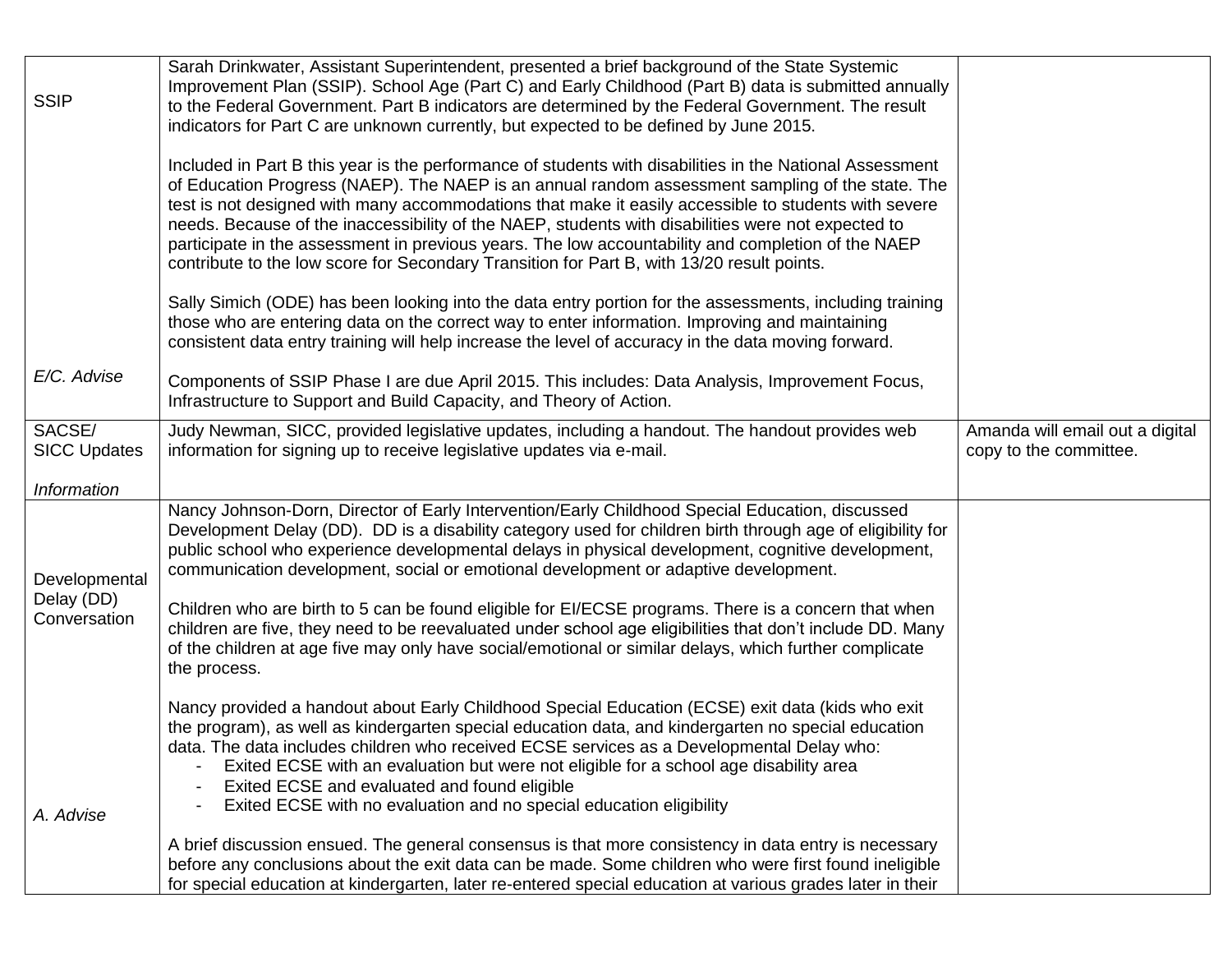| | | |
|---|---|---|
| SSIP<br><br>*E/C. Advise* | Sarah Drinkwater, Assistant Superintendent, presented a brief background of the State Systemic Improvement Plan (SSIP). School Age (Part C) and Early Childhood (Part B) data is submitted annually to the Federal Government. Part B indicators are determined by the Federal Government. The result indicators for Part C are unknown currently, but expected to be defined by June 2015.<br><br>Included in Part B this year is the performance of students with disabilities in the National Assessment of Education Progress (NAEP). The NAEP is an annual random assessment sampling of the state. The test is not designed with many accommodations that make it easily accessible to students with severe needs. Because of the inaccessibility of the NAEP, students with disabilities were not expected to participate in the assessment in previous years. The low accountability and completion of the NAEP contribute to the low score for Secondary Transition for Part B, with 13/20 result points.<br><br>Sally Simich (ODE) has been looking into the data entry portion for the assessments, including training those who are entering data on the correct way to enter information. Improving and maintaining consistent data entry training will help increase the level of accuracy in the data moving forward.<br><br>Components of SSIP Phase I are due April 2015. This includes: Data Analysis, Improvement Focus, Infrastructure to Support and Build Capacity, and Theory of Action. | |
| SACSE/ SICC Updates<br><br>*Information* | Judy Newman, SICC, provided legislative updates, including a handout. The handout provides web information for signing up to receive legislative updates via e-mail. | Amanda will email out a digital copy to the committee. |
| Developmental Delay (DD) Conversation<br><br>*A. Advise* | Nancy Johnson-Dorn, Director of Early Intervention/Early Childhood Special Education, discussed Development Delay (DD). DD is a disability category used for children birth through age of eligibility for public school who experience developmental delays in physical development, cognitive development, communication development, social or emotional development or adaptive development.<br><br>Children who are birth to 5 can be found eligible for EI/ECSE programs. There is a concern that when children are five, they need to be reevaluated under school age eligibilities that don't include DD. Many of the children at age five may only have social/emotional or similar delays, which further complicate the process.<br><br>Nancy provided a handout about Early Childhood Special Education (ECSE) exit data (kids who exit the program), as well as kindergarten special education data, and kindergarten no special education data. The data includes children who received ECSE services as a Developmental Delay who:<br>- Exited ECSE with an evaluation but were not eligible for a school age disability area<br>- Exited ECSE and evaluated and found eligible<br>- Exited ECSE with no evaluation and no special education eligibility<br><br>A brief discussion ensued. The general consensus is that more consistency in data entry is necessary before any conclusions about the exit data can be made. Some children who were first found ineligible for special education at kindergarten, later re-entered special education at various grades later in their | |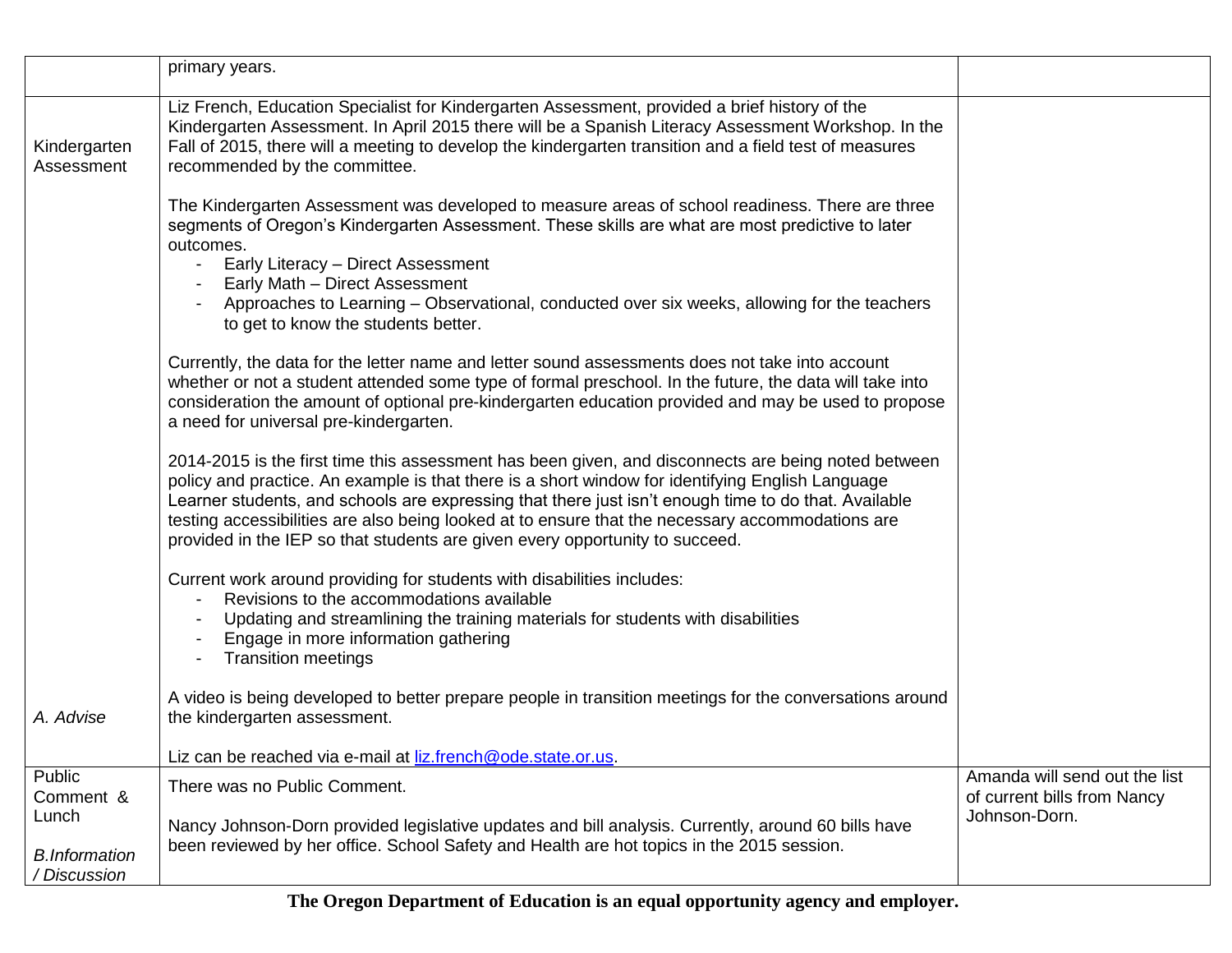| | | |
|---|---|---|
| | primary years. | |
| Kindergarten Assessment<br><br>*A. Advise* | Liz French, Education Specialist for Kindergarten Assessment, provided a brief history of the Kindergarten Assessment. In April 2015 there will be a Spanish Literacy Assessment Workshop. In the Fall of 2015, there will a meeting to develop the kindergarten transition and a field test of measures recommended by the committee.<br><br>The Kindergarten Assessment was developed to measure areas of school readiness. There are three segments of Oregon's Kindergarten Assessment. These skills are what are most predictive to later outcomes.<br>- Early Literacy – Direct Assessment<br>- Early Math – Direct Assessment<br>- Approaches to Learning – Observational, conducted over six weeks, allowing for the teachers to get to know the students better.<br><br>Currently, the data for the letter name and letter sound assessments does not take into account whether or not a student attended some type of formal preschool. In the future, the data will take into consideration the amount of optional pre-kindergarten education provided and may be used to propose a need for universal pre-kindergarten.<br><br>2014-2015 is the first time this assessment has been given, and disconnects are being noted between policy and practice. An example is that there is a short window for identifying English Language Learner students, and schools are expressing that there just isn't enough time to do that. Available testing accessibilities are also being looked at to ensure that the necessary accommodations are provided in the IEP so that students are given every opportunity to succeed.<br><br>Current work around providing for students with disabilities includes:<br>- Revisions to the accommodations available<br>- Updating and streamlining the training materials for students with disabilities<br>- Engage in more information gathering<br>- Transition meetings<br><br>A video is being developed to better prepare people in transition meetings for the conversations around the kindergarten assessment.<br><br>Liz can be reached via e-mail at [liz.french@ode.state.or.us](mailto:liz.french@ode.state.or.us). | |
| Public Comment & Lunch<br><br>*B.Information / Discussion* | There was no Public Comment.<br><br>Nancy Johnson-Dorn provided legislative updates and bill analysis. Currently, around 60 bills have been reviewed by her office. School Safety and Health are hot topics in the 2015 session. | Amanda will send out the list of current bills from Nancy Johnson-Dorn. |

**The Oregon Department of Education is an equal opportunity agency and employer.**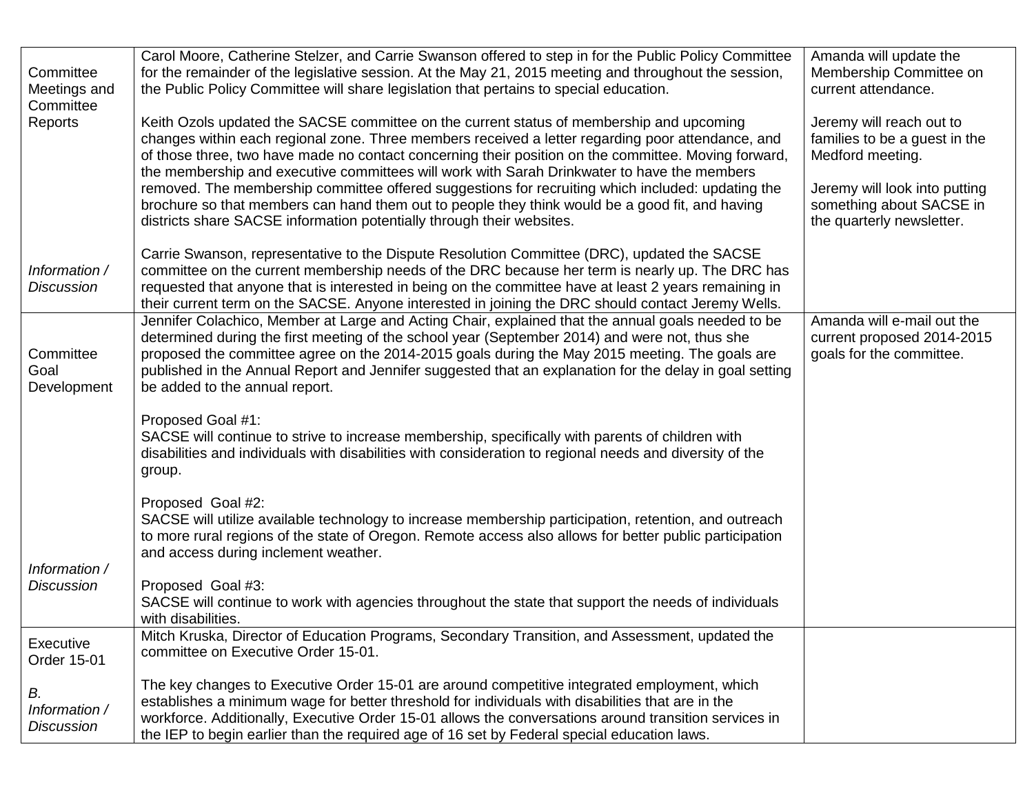| | | |
|---|---|---|
| Committee Meetings and Committee Reports<br><br>*Information / Discussion* | Carol Moore, Catherine Stelzer, and Carrie Swanson offered to step in for the Public Policy Committee for the remainder of the legislative session. At the May 21, 2015 meeting and throughout the session, the Public Policy Committee will share legislation that pertains to special education.<br><br>Keith Ozols updated the SACSE committee on the current status of membership and upcoming changes within each regional zone. Three members received a letter regarding poor attendance, and of those three, two have made no contact concerning their position on the committee. Moving forward, the membership and executive committees will work with Sarah Drinkwater to have the members removed. The membership committee offered suggestions for recruiting which included: updating the brochure so that members can hand them out to people they think would be a good fit, and having districts share SACSE information potentially through their websites.<br><br>Carrie Swanson, representative to the Dispute Resolution Committee (DRC), updated the SACSE committee on the current membership needs of the DRC because her term is nearly up. The DRC has requested that anyone that is interested in being on the committee have at least 2 years remaining in their current term on the SACSE. Anyone interested in joining the DRC should contact Jeremy Wells. | Amanda will update the Membership Committee on current attendance.<br><br>Jeremy will reach out to families to be a guest in the Medford meeting.<br><br>Jeremy will look into putting something about SACSE in the quarterly newsletter. |
| Committee Goal Development<br><br>*Information / Discussion* | Jennifer Colachico, Member at Large and Acting Chair, explained that the annual goals needed to be determined during the first meeting of the school year (September 2014) and were not, thus she proposed the committee agree on the 2014-2015 goals during the May 2015 meeting. The goals are published in the Annual Report and Jennifer suggested that an explanation for the delay in goal setting be added to the annual report.<br><br>Proposed Goal #1:<br>SACSE will continue to strive to increase membership, specifically with parents of children with disabilities and individuals with disabilities with consideration to regional needs and diversity of the group.<br><br>Proposed Goal #2:<br>SACSE will utilize available technology to increase membership participation, retention, and outreach to more rural regions of the state of Oregon. Remote access also allows for better public participation and access during inclement weather.<br><br>Proposed Goal #3:<br>SACSE will continue to work with agencies throughout the state that support the needs of individuals with disabilities. | Amanda will e-mail out the current proposed 2014-2015 goals for the committee. |
| Executive Order 15-01<br><br>*B. Information / Discussion* | Mitch Kruska, Director of Education Programs, Secondary Transition, and Assessment, updated the committee on Executive Order 15-01.<br><br>The key changes to Executive Order 15-01 are around competitive integrated employment, which establishes a minimum wage for better threshold for individuals with disabilities that are in the workforce. Additionally, Executive Order 15-01 allows the conversations around transition services in the IEP to begin earlier than the required age of 16 set by Federal special education laws. | |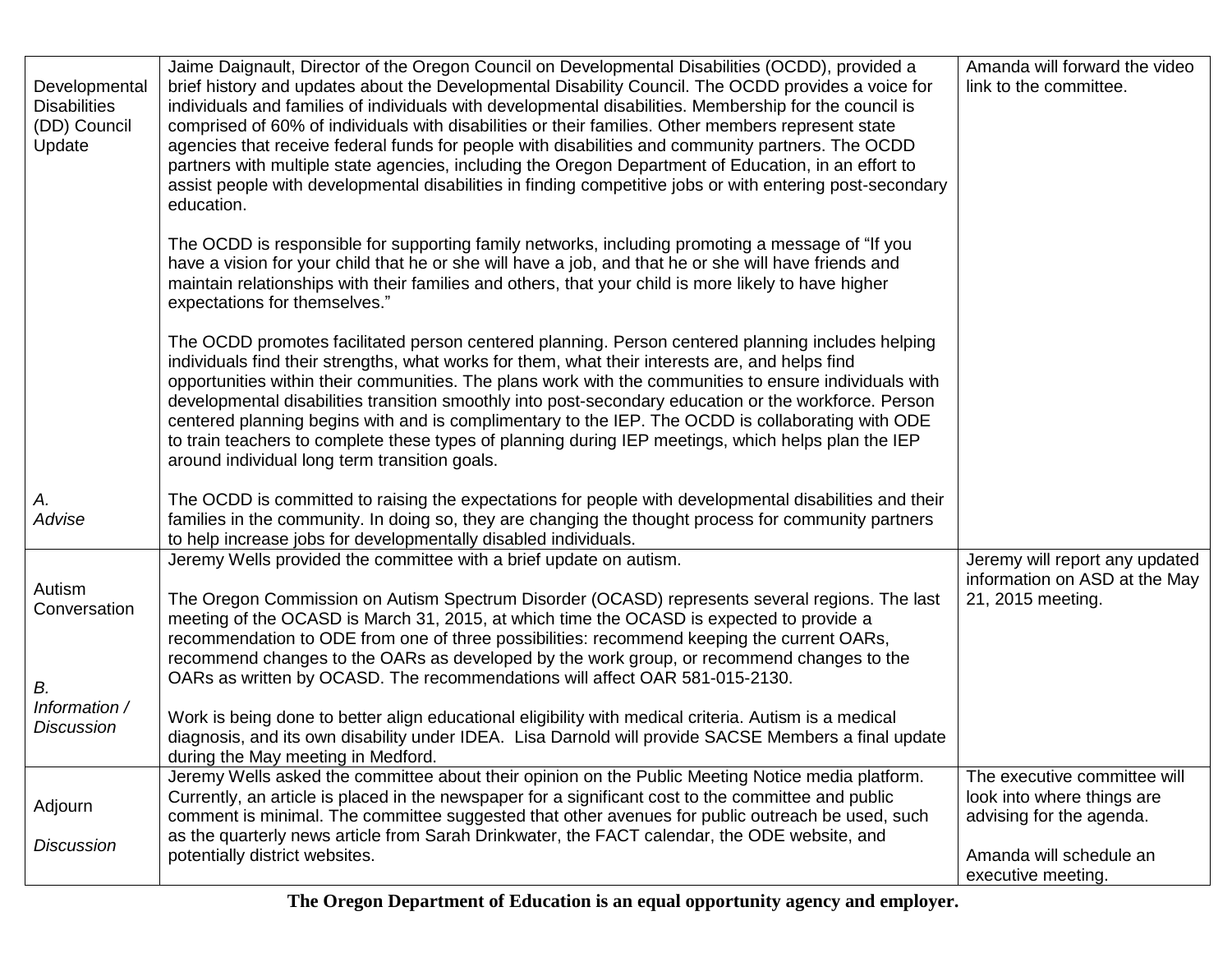| | | |
|---|---|---|
| Developmental Disabilities (DD) Council Update<br><br>*A. Advise* | Jaime Daignault, Director of the Oregon Council on Developmental Disabilities (OCDD), provided a brief history and updates about the Developmental Disability Council. The OCDD provides a voice for individuals and families of individuals with developmental disabilities. Membership for the council is comprised of 60% of individuals with disabilities or their families. Other members represent state agencies that receive federal funds for people with disabilities and community partners. The OCDD partners with multiple state agencies, including the Oregon Department of Education, in an effort to assist people with developmental disabilities in finding competitive jobs or with entering post-secondary education.<br><br>The OCDD is responsible for supporting family networks, including promoting a message of "If you have a vision for your child that he or she will have a job, and that he or she will have friends and maintain relationships with their families and others, that your child is more likely to have higher expectations for themselves."<br><br>The OCDD promotes facilitated person centered planning. Person centered planning includes helping individuals find their strengths, what works for them, what their interests are, and helps find opportunities within their communities. The plans work with the communities to ensure individuals with developmental disabilities transition smoothly into post-secondary education or the workforce. Person centered planning begins with and is complimentary to the IEP. The OCDD is collaborating with ODE to train teachers to complete these types of planning during IEP meetings, which helps plan the IEP around individual long term transition goals.<br><br>The OCDD is committed to raising the expectations for people with developmental disabilities and their families in the community. In doing so, they are changing the thought process for community partners to help increase jobs for developmentally disabled individuals. | Amanda will forward the video link to the committee. |
| Autism Conversation<br><br>*B. Information / Discussion* | Jeremy Wells provided the committee with a brief update on autism.<br><br>The Oregon Commission on Autism Spectrum Disorder (OCASD) represents several regions. The last meeting of the OCASD is March 31, 2015, at which time the OCASD is expected to provide a recommendation to ODE from one of three possibilities: recommend keeping the current OARs, recommend changes to the OARs as developed by the work group, or recommend changes to the OARs as written by OCASD. The recommendations will affect OAR 581-015-2130.<br><br>Work is being done to better align educational eligibility with medical criteria. Autism is a medical diagnosis, and its own disability under IDEA. Lisa Darnold will provide SACSE Members a final update during the May meeting in Medford. | Jeremy will report any updated information on ASD at the May 21, 2015 meeting. |
| Adjourn<br><br>*Discussion* | Jeremy Wells asked the committee about their opinion on the Public Meeting Notice media platform. Currently, an article is placed in the newspaper for a significant cost to the committee and public comment is minimal. The committee suggested that other avenues for public outreach be used, such as the quarterly news article from Sarah Drinkwater, the FACT calendar, the ODE website, and potentially district websites. | The executive committee will look into where things are advising for the agenda.<br><br>Amanda will schedule an executive meeting. |

**The Oregon Department of Education is an equal opportunity agency and employer.**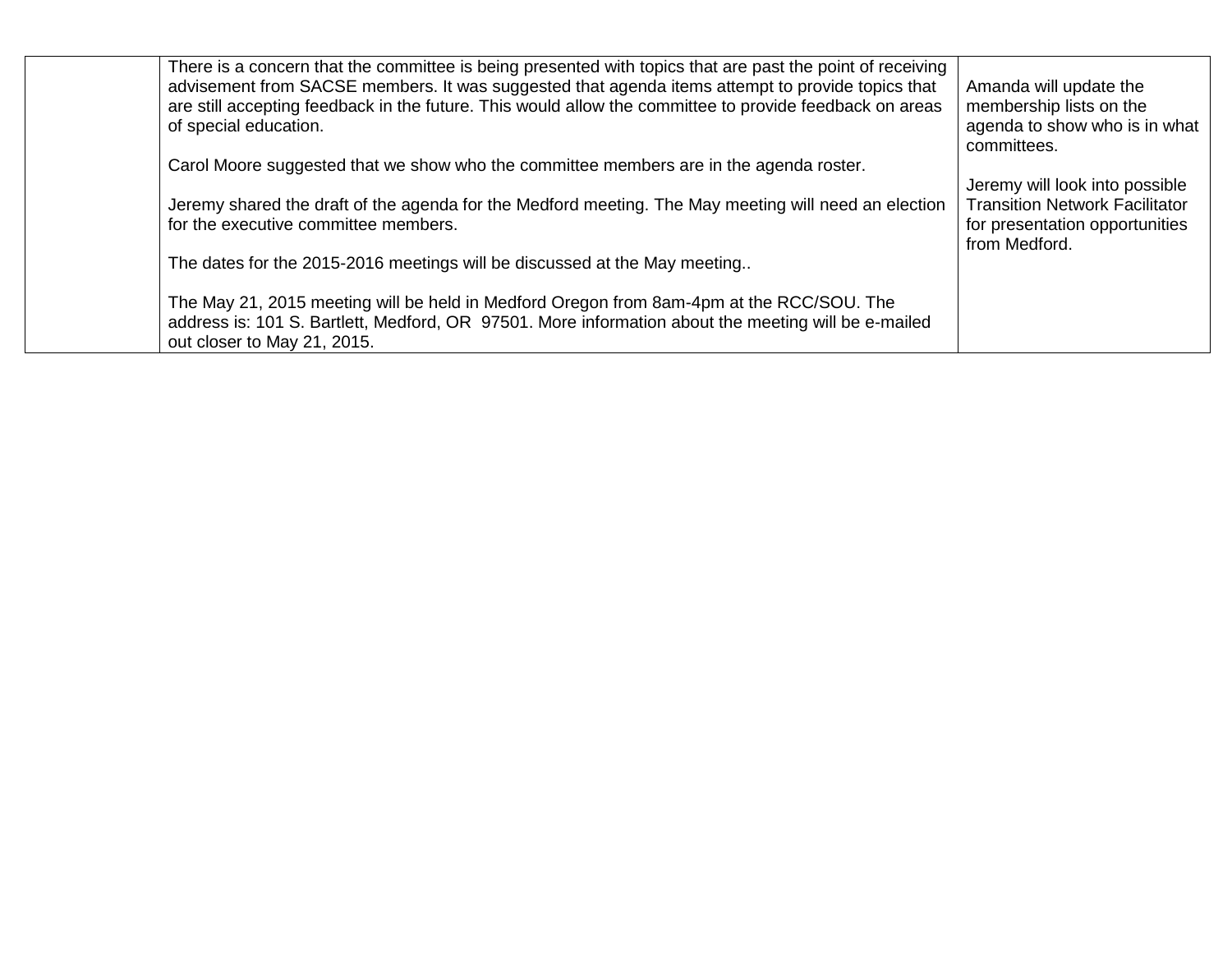| | | |
|---|---|---|
| | There is a concern that the committee is being presented with topics that are past the point of receiving advisement from SACSE members. It was suggested that agenda items attempt to provide topics that are still accepting feedback in the future. This would allow the committee to provide feedback on areas of special education.<br><br>Carol Moore suggested that we show who the committee members are in the agenda roster.<br><br>Jeremy shared the draft of the agenda for the Medford meeting. The May meeting will need an election for the executive committee members.<br><br>The dates for the 2015-2016 meetings will be discussed at the May meeting..<br><br>The May 21, 2015 meeting will be held in Medford Oregon from 8am-4pm at the RCC/SOU. The address is: 101 S. Bartlett, Medford, OR  97501. More information about the meeting will be e-mailed out closer to May 21, 2015. | Amanda will update the membership lists on the agenda to show who is in what committees.<br><br>Jeremy will look into possible Transition Network Facilitator for presentation opportunities from Medford. |